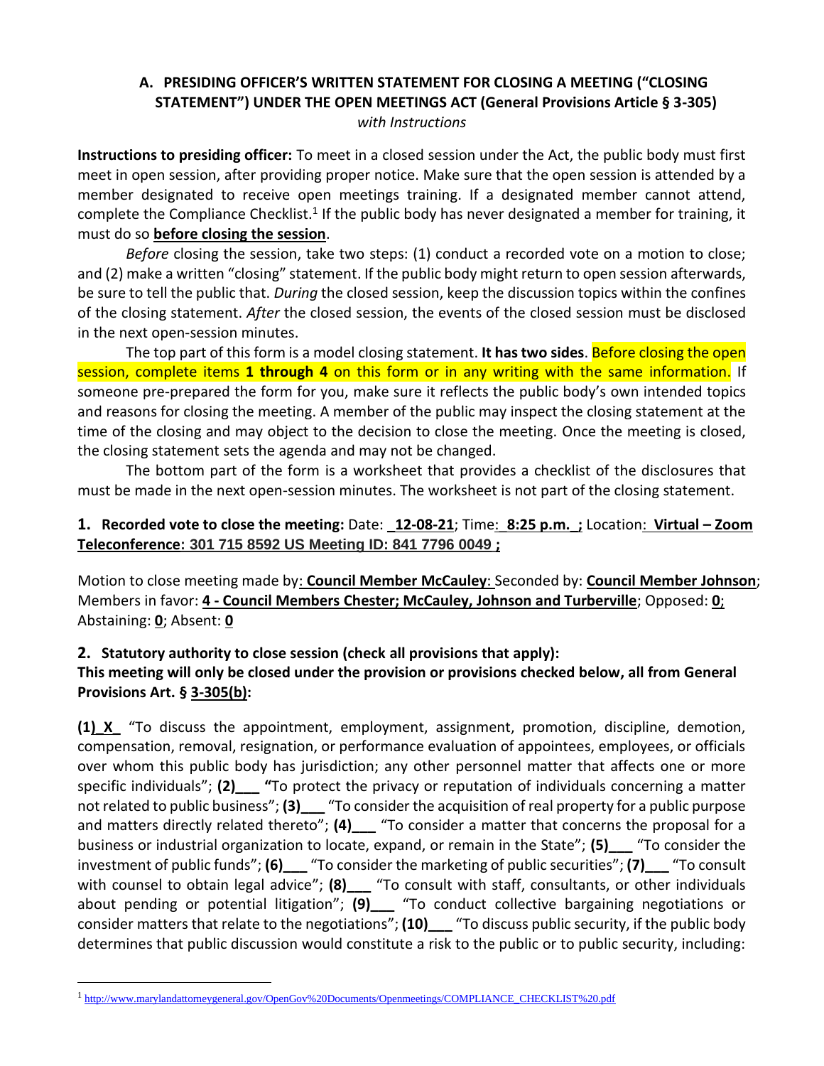## A. PRESIDING OFFICER'S WRITTEN STATEMENT FOR CLOSING A MEETING ("CLOSING STATEMENT") UNDER THE OPEN MEETINGS ACT (General Provisions Article § 3-305)

*with Instructions*

**Instructions to presiding officer:** To meet in a closed session under the Act, the public body must first meet in open session, after providing proper notice. Make sure that the open session is attended by a member designated to receive open meetings training. If a designated member cannot attend, complete the Compliance Checklist.[1] If the public body has never designated a member for training, it must do so **before closing the session**.

*Before* closing the session, take two steps: (1) conduct a recorded vote on a motion to close; and (2) make a written "closing" statement. If the public body might return to open session afterwards, be sure to tell the public that. *During* the closed session, keep the discussion topics within the confines of the closing statement. *After* the closed session, the events of the closed session must be disclosed in the next open-session minutes.

The top part of this form is a model closing statement. **It has two sides**. Before closing the open session, complete items **1 through 4** on this form or in any writing with the same information. If someone pre-prepared the form for you, make sure it reflects the public body's own intended topics and reasons for closing the meeting. A member of the public may inspect the closing statement at the time of the closing and may object to the decision to close the meeting. Once the meeting is closed, the closing statement sets the agenda and may not be changed.

The bottom part of the form is a worksheet that provides a checklist of the disclosures that must be made in the next open-session minutes. The worksheet is not part of the closing statement.

**1. Recorded vote to close the meeting:** Date: **_12-08-21**; Time: **8:25 p.m._;** Location: **Virtual – Zoom Teleconference: 301 715 8592 US Meeting ID: 841 7796 0049 ;**

Motion to close meeting made by: **Council Member McCauley**: Seconded by: **Council Member Johnson**; Members in favor: **4 - Council Members Chester; McCauley, Johnson and Turberville**; Opposed: **0**; Abstaining: **0**; Absent: **0**

**2. Statutory authority to close session (check all provisions that apply):**
**This meeting will only be closed under the provision or provisions checked below, all from General Provisions Art. § 3-305(b):**

**(1)_X_** "To discuss the appointment, employment, assignment, promotion, discipline, demotion, compensation, removal, resignation, or performance evaluation of appointees, employees, or officials over whom this public body has jurisdiction; any other personnel matter that affects one or more specific individuals"; **(2)___** "To protect the privacy or reputation of individuals concerning a matter not related to public business"; **(3)___** "To consider the acquisition of real property for a public purpose and matters directly related thereto"; **(4)___** "To consider a matter that concerns the proposal for a business or industrial organization to locate, expand, or remain in the State"; **(5)___** "To consider the investment of public funds"; **(6)___** "To consider the marketing of public securities"; **(7)___** "To consult with counsel to obtain legal advice"; **(8)___** "To consult with staff, consultants, or other individuals about pending or potential litigation"; **(9)___** "To conduct collective bargaining negotiations or consider matters that relate to the negotiations"; **(10)___** "To discuss public security, if the public body determines that public discussion would constitute a risk to the public or to public security, including:

---

[1] http://www.marylandattorneygeneral.gov/OpenGov%20Documents/Openmeetings/COMPLIANCE_CHECKLIST%20.pdf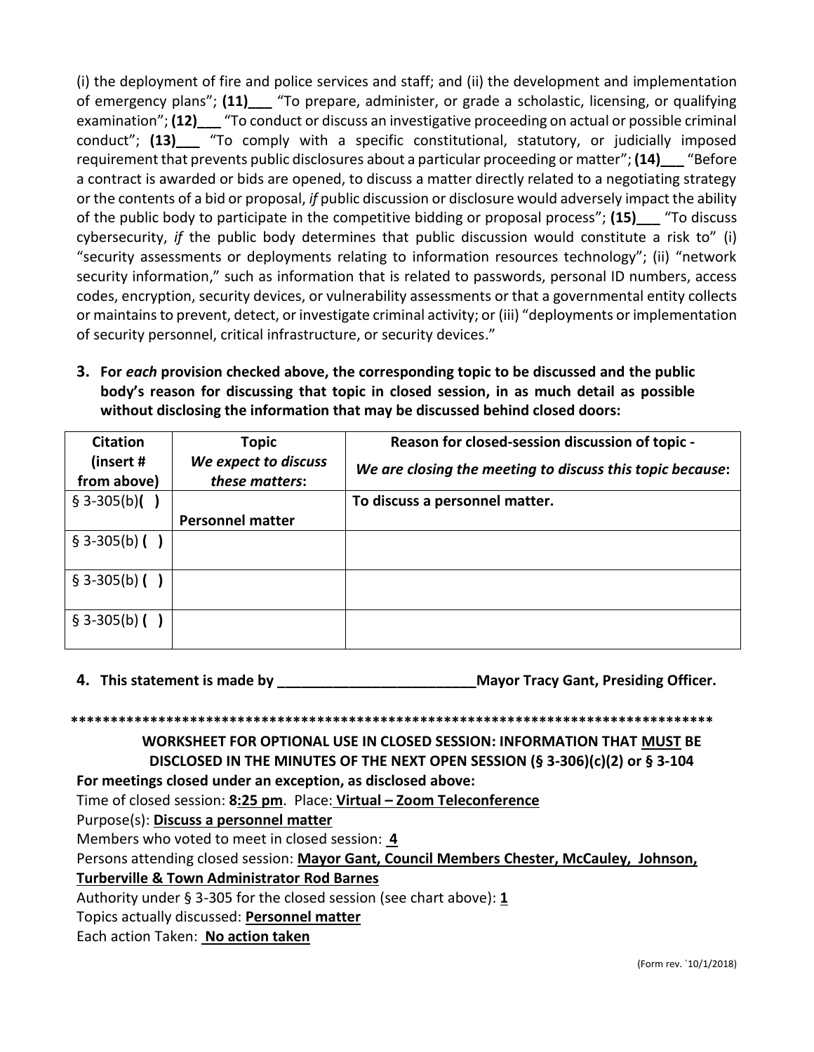(i) the deployment of fire and police services and staff; and (ii) the development and implementation of emergency plans"; **(11)___** "To prepare, administer, or grade a scholastic, licensing, or qualifying examination"; **(12)___** "To conduct or discuss an investigative proceeding on actual or possible criminal conduct"; **(13)___** "To comply with a specific constitutional, statutory, or judicially imposed requirement that prevents public disclosures about a particular proceeding or matter"; **(14)___** "Before a contract is awarded or bids are opened, to discuss a matter directly related to a negotiating strategy or the contents of a bid or proposal, *if* public discussion or disclosure would adversely impact the ability of the public body to participate in the competitive bidding or proposal process"; **(15)___** "To discuss cybersecurity, *if* the public body determines that public discussion would constitute a risk to" (i) "security assessments or deployments relating to information resources technology"; (ii) "network security information," such as information that is related to passwords, personal ID numbers, access codes, encryption, security devices, or vulnerability assessments or that a governmental entity collects or maintains to prevent, detect, or investigate criminal activity; or (iii) "deployments or implementation of security personnel, critical infrastructure, or security devices."

**3. For *each* provision checked above, the corresponding topic to be discussed and the public body's reason for discussing that topic in closed session, in as much detail as possible without disclosing the information that may be discussed behind closed doors:**

| **Citation (insert # from above)** | **Topic** *We expect to discuss these matters*: | **Reason for closed-session discussion of topic -** *We are closing the meeting to discuss this topic because*: |
|---|---|---|
| § 3-305(b)**( )** | **Personnel matter** | **To discuss a personnel matter.** |
| § 3-305(b) **( )** | | |
| § 3-305(b) **( )** | | |
| § 3-305(b) **( )** | | |

**4. This statement is made by _________________________Mayor Tracy Gant, Presiding Officer.**

**************************************************************************************

**WORKSHEET FOR OPTIONAL USE IN CLOSED SESSION: INFORMATION THAT MUST BE DISCLOSED IN THE MINUTES OF THE NEXT OPEN SESSION (§ 3-306)(c)(2) or § 3-104**

**For meetings closed under an exception, as disclosed above:**

Time of closed session: **8:25 pm**. Place: **Virtual – Zoom Teleconference**

Purpose(s): **Discuss a personnel matter**

Members who voted to meet in closed session: **4**

Persons attending closed session: **Mayor Gant, Council Members Chester, McCauley, Johnson, Turberville & Town Administrator Rod Barnes**

Authority under § 3-305 for the closed session (see chart above): **1**

Topics actually discussed: **Personnel matter**

Each action Taken: **No action taken**

(Form rev. `10/1/2018)